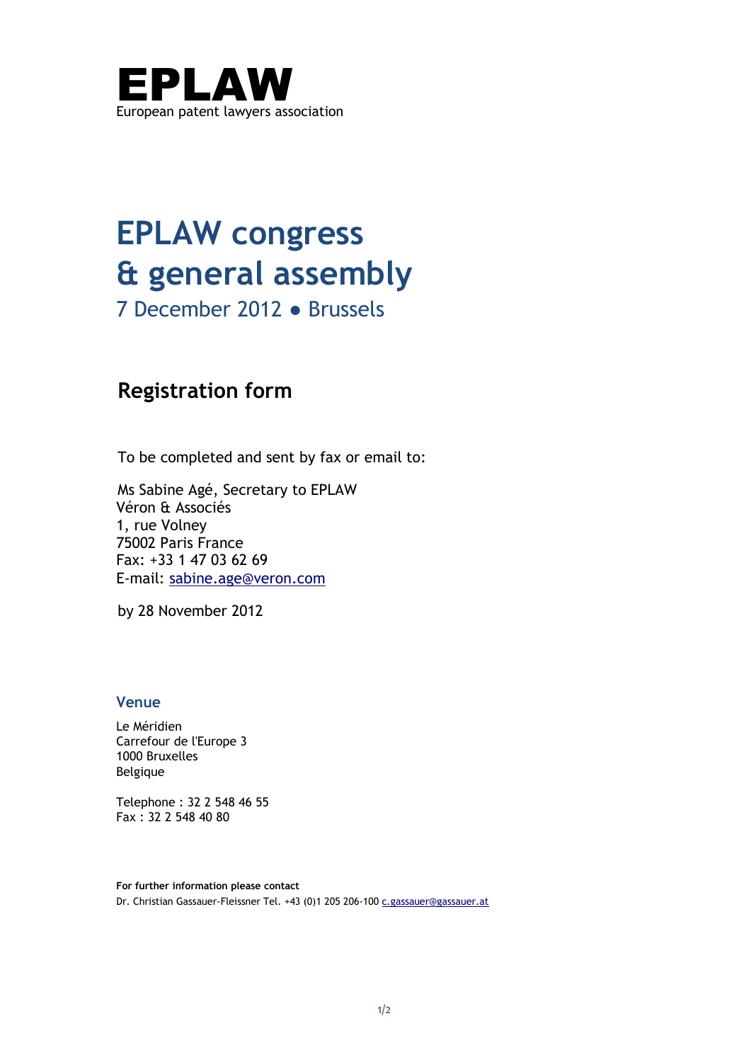# EPLAW

European patent lawyers association

# EPLAW congress & general assembly

7 December 2012 ● Brussels

## Registration form

To be completed and sent by fax or email to:

Ms Sabine Agé, Secretary to EPLAW
Véron & Associés
1, rue Volney
75002 Paris France
Fax: +33 1 47 03 62 69
E-mail: sabine.age@veron.com

by 28 November 2012

### Venue

Le Méridien
Carrefour de l'Europe 3
1000 Bruxelles
Belgique

Telephone : 32 2 548 46 55
Fax : 32 2 548 40 80

**For further information please contact**
Dr. Christian Gassauer-Fleissner Tel. +43 (0)1 205 206-100 c.gassauer@gassauer.at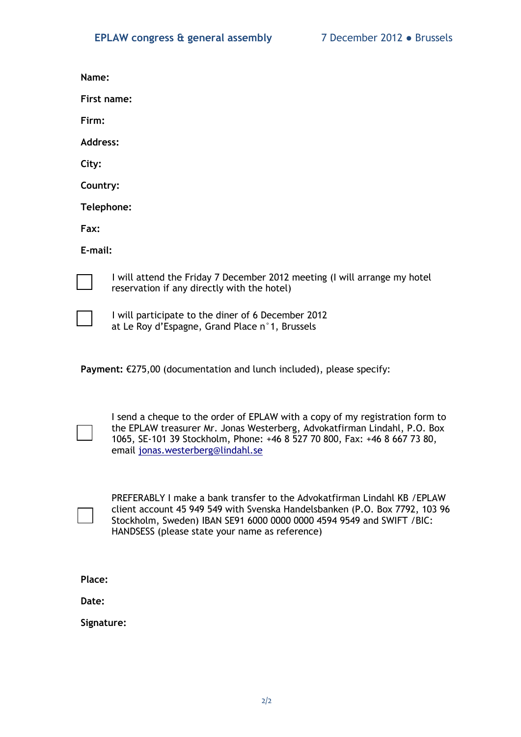**Name:**

**First name:**

**Firm:**

**Address:**

**City:**

**Country:**

**Telephone:**

**Fax:**

**E-mail:**

☐ I will attend the Friday 7 December 2012 meeting (I will arrange my hotel reservation if any directly with the hotel)

☐ I will participate to the diner of 6 December 2012 at Le Roy d'Espagne, Grand Place n°1, Brussels

**Payment:** €275,00 (documentation and lunch included), please specify:

☐ I send a cheque to the order of EPLAW with a copy of my registration form to the EPLAW treasurer Mr. Jonas Westerberg, Advokatfirman Lindahl, P.O. Box 1065, SE-101 39 Stockholm, Phone: +46 8 527 70 800, Fax: +46 8 667 73 80, email jonas.westerberg@lindahl.se

☐ PREFERABLY I make a bank transfer to the Advokatfirman Lindahl KB /EPLAW client account 45 949 549 with Svenska Handelsbanken (P.O. Box 7792, 103 96 Stockholm, Sweden) IBAN SE91 6000 0000 0000 4594 9549 and SWIFT /BIC: HANDSESS (please state your name as reference)

**Place:**

**Date:**

**Signature:**